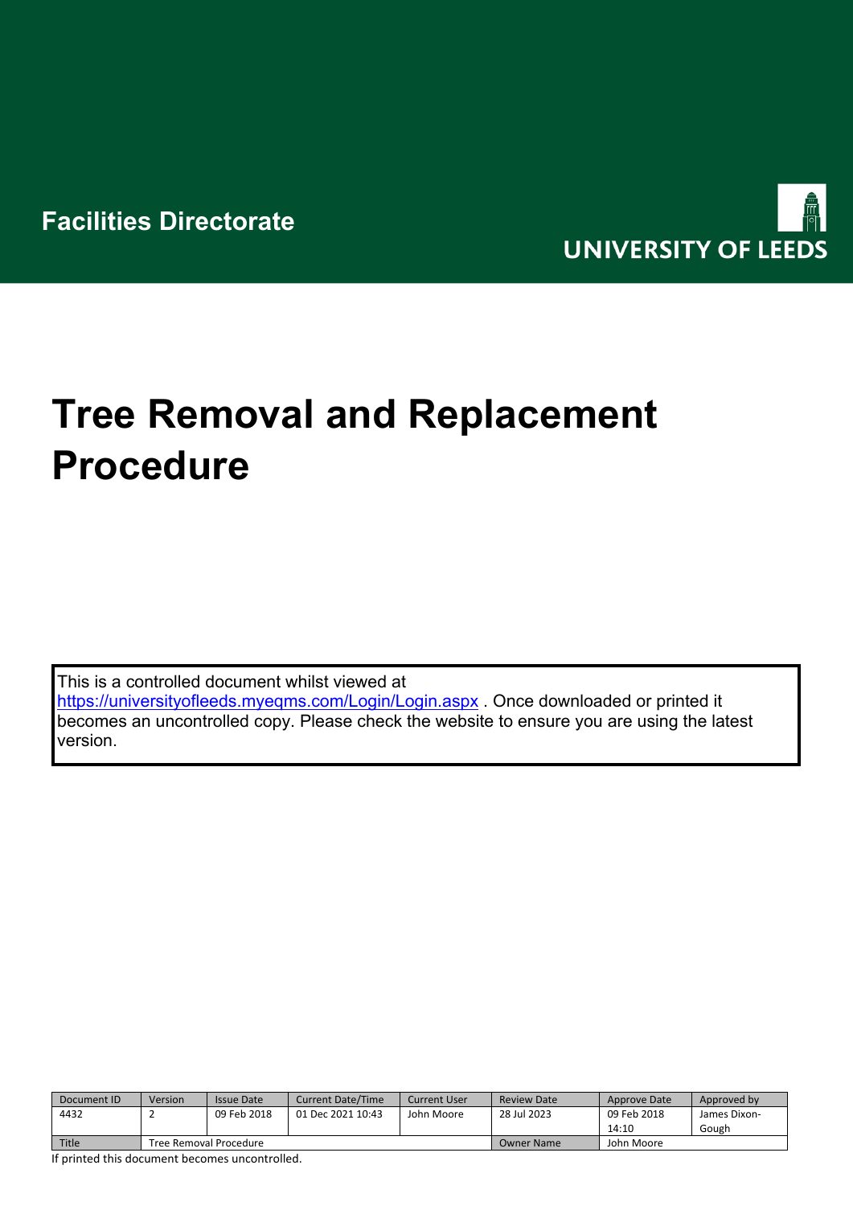Facilities Directorate

UNIVERSITY OF LEEDS

# Tree Removal and Replacement Procedure

This is a controlled document whilst viewed at https://universityofleeds.myeqms.com/Login/Login.aspx . Once downloaded or printed it becomes an uncontrolled copy. Please check the website to ensure you are using the latest version.

| Document ID | Version | Issue Date | Current Date/Time | Current User | Review Date | Approve Date | Approved by |
|---|---|---|---|---|---|---|---|
| 4432 | 2 | 09 Feb 2018 | 01 Dec 2021 10:43 | John Moore | 28 Jul 2023 | 09 Feb 2018 14:10 | James Dixon-Gough |
| Title | Tree Removal Procedure | | | | Owner Name | John Moore | |

If printed this document becomes uncontrolled.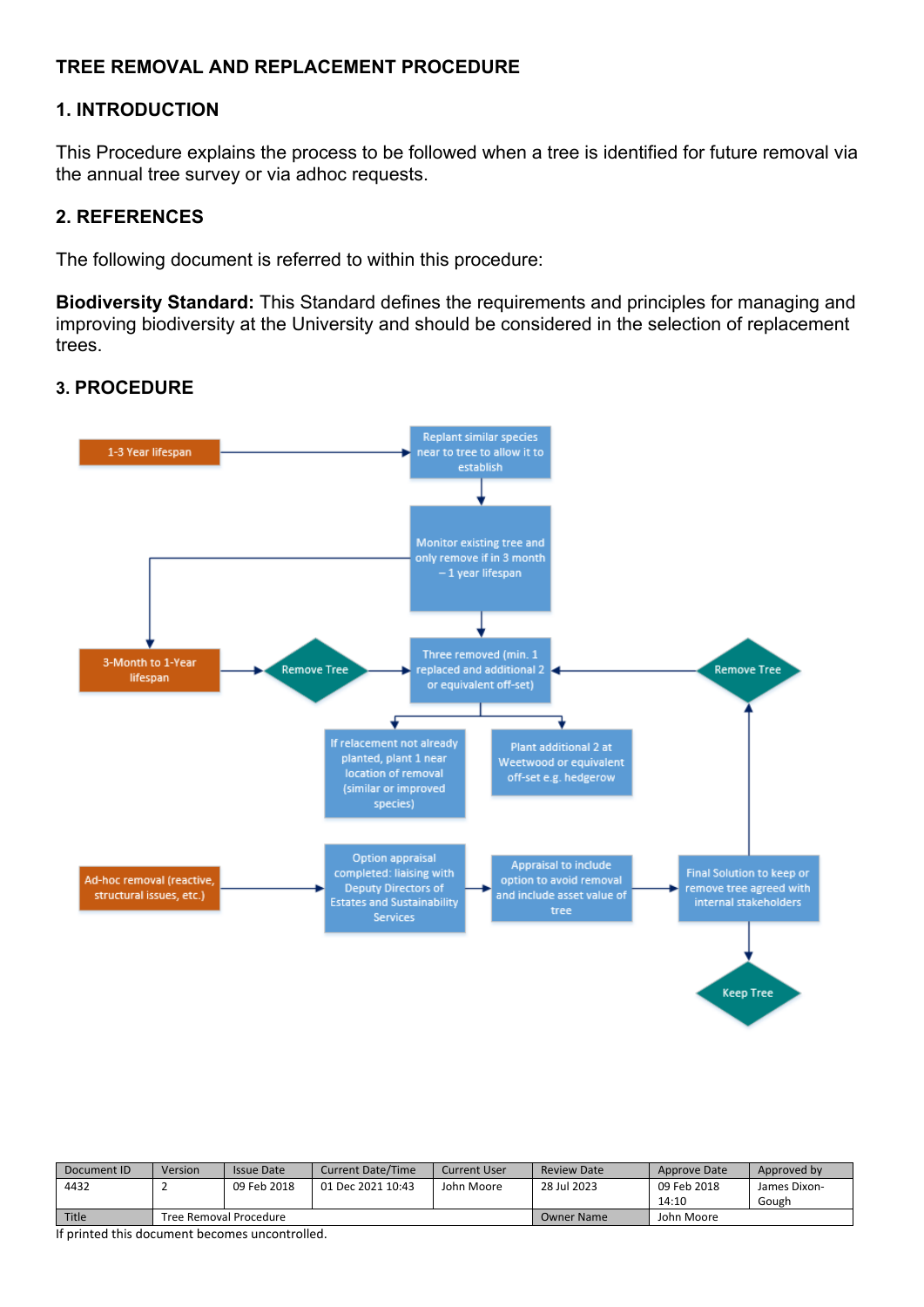# TREE REMOVAL AND REPLACEMENT PROCEDURE

## 1. INTRODUCTION

This Procedure explains the process to be followed when a tree is identified for future removal via the annual tree survey or via adhoc requests.

## 2. REFERENCES

The following document is referred to within this procedure:

**Biodiversity Standard:** This Standard defines the requirements and principles for managing and improving biodiversity at the University and should be considered in the selection of replacement trees.

## 3. PROCEDURE

1-3 Year lifespan

Replant similar species near to tree to allow it to establish

Monitor existing tree and only remove if in 3 month – 1 year lifespan

3-Month to 1-Year lifespan

Remove Tree

Three removed (min. 1 replaced and additional 2 or equivalent off-set)

Remove Tree

If relacement not already planted, plant 1 near location of removal (similar or improved species)

Plant additional 2 at Weetwood or equivalent off-set e.g. hedgerow

Ad-hoc removal (reactive, structural issues, etc.)

Option appraisal completed: liaising with Deputy Directors of Estates and Sustainability Services

Appraisal to include option to avoid removal and include asset value of tree

Final Solution to keep or remove tree agreed with internal stakeholders

Keep Tree

| Document ID | Version | Issue Date | Current Date/Time | Current User | Review Date | Approve Date | Approved by |
|---|---|---|---|---|---|---|---|
| 4432 | 2 | 09 Feb 2018 | 01 Dec 2021 10:43 | John Moore | 28 Jul 2023 | 09 Feb 2018 14:10 | James Dixon-Gough |
| Title | Tree Removal Procedure | | | | Owner Name | John Moore | |

If printed this document becomes uncontrolled.